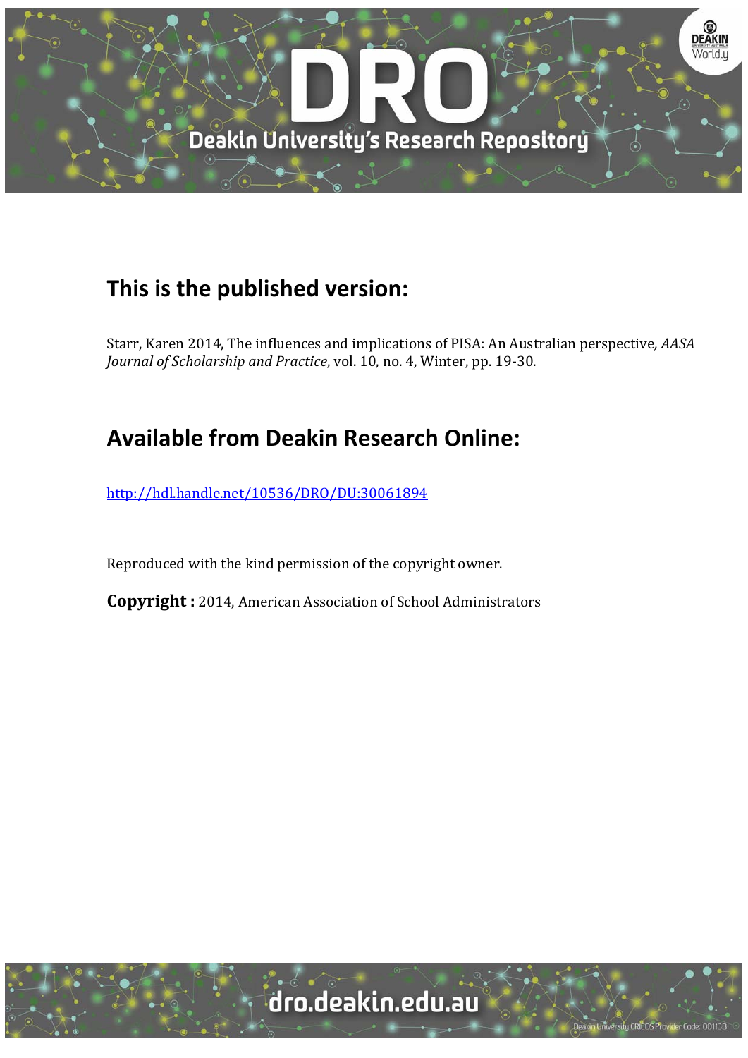# This is the published version:

Starr, Karen 2014, The influences and implications of PISA: An Australian perspective, *AASA Journal of Scholarship and Practice*, vol. 10, no. 4, Winter, pp. 19-30.

# Available from Deakin Research Online:

http://hdl.handle.net/10536/DRO/DU:30061894

Reproduced with the kind permission of the copyright owner.

**Copyright :** 2014, American Association of School Administrators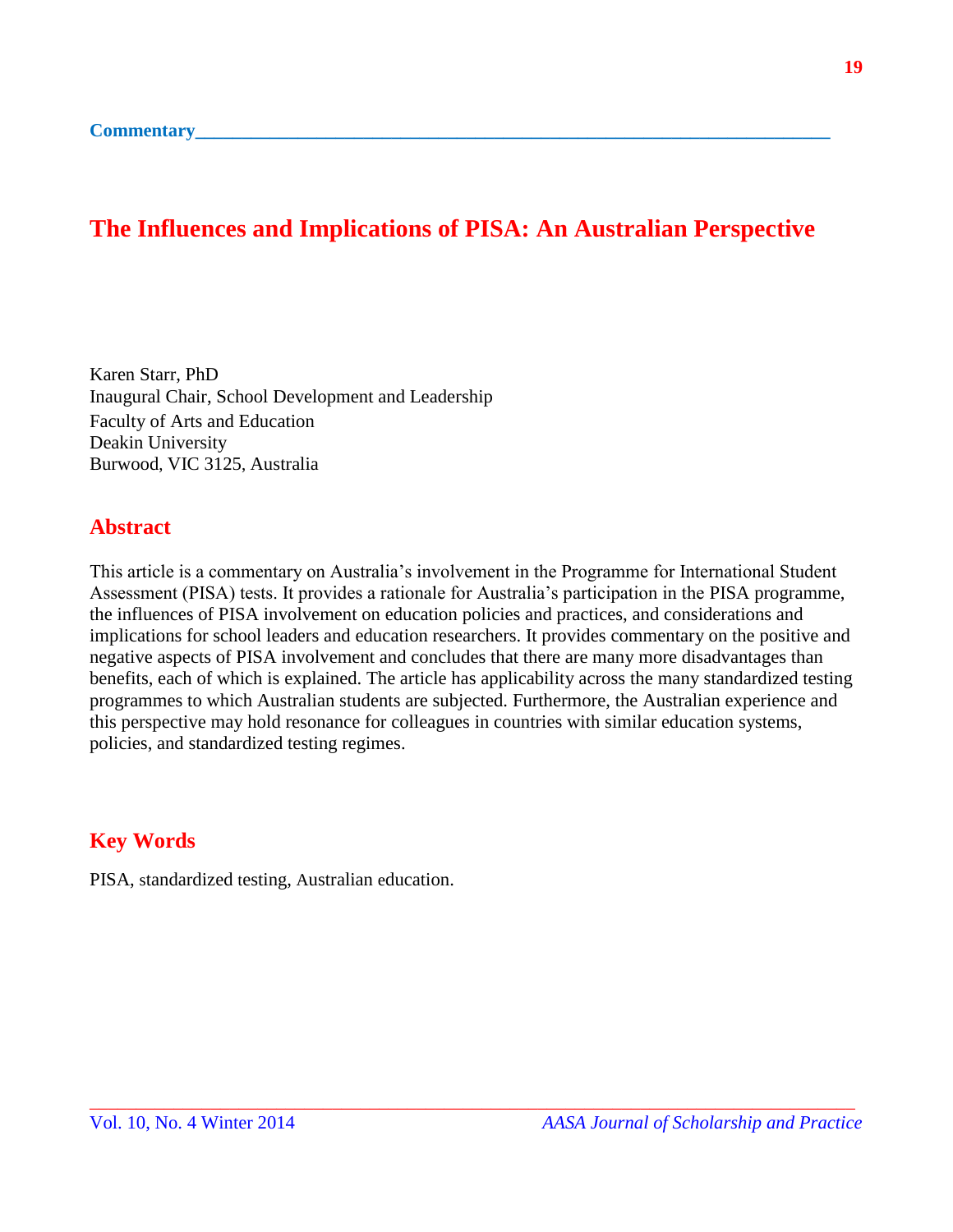Commentary

# The Influences and Implications of PISA: An Australian Perspective

Karen Starr, PhD
Inaugural Chair, School Development and Leadership
Faculty of Arts and Education
Deakin University
Burwood, VIC 3125, Australia

## Abstract

This article is a commentary on Australia's involvement in the Programme for International Student Assessment (PISA) tests. It provides a rationale for Australia's participation in the PISA programme, the influences of PISA involvement on education policies and practices, and considerations and implications for school leaders and education researchers. It provides commentary on the positive and negative aspects of PISA involvement and concludes that there are many more disadvantages than benefits, each of which is explained. The article has applicability across the many standardized testing programmes to which Australian students are subjected. Furthermore, the Australian experience and this perspective may hold resonance for colleagues in countries with similar education systems, policies, and standardized testing regimes.

## Key Words

PISA, standardized testing, Australian education.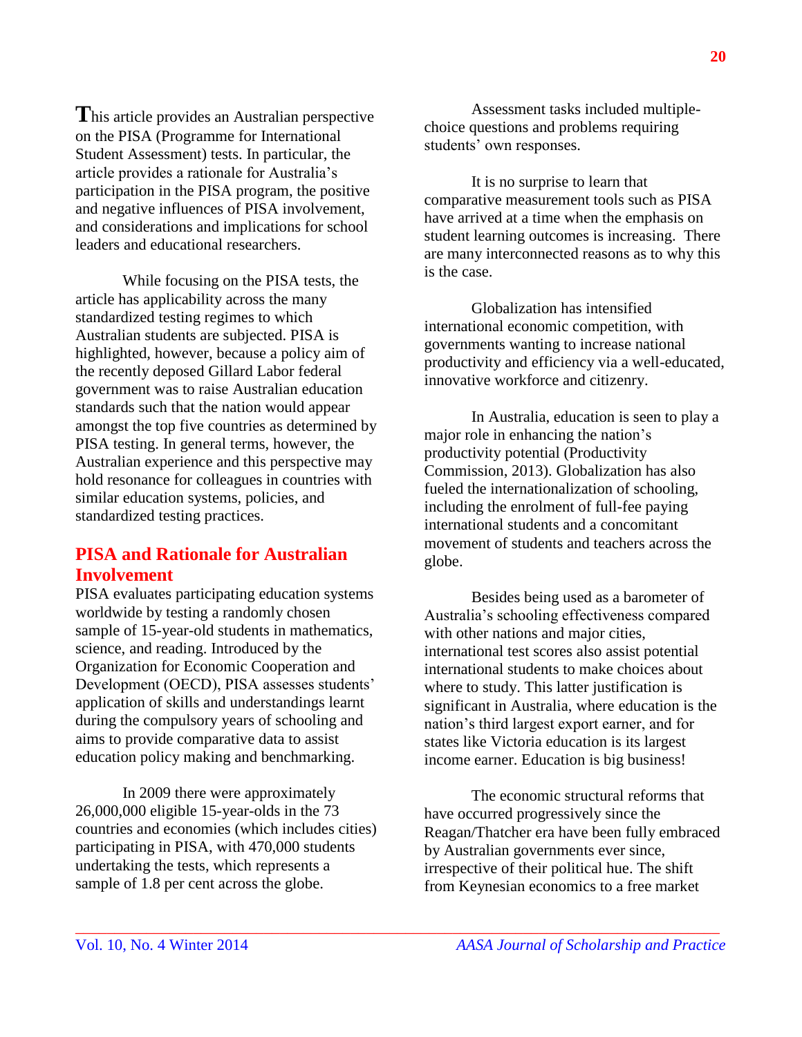This article provides an Australian perspective on the PISA (Programme for International Student Assessment) tests. In particular, the article provides a rationale for Australia's participation in the PISA program, the positive and negative influences of PISA involvement, and considerations and implications for school leaders and educational researchers.

While focusing on the PISA tests, the article has applicability across the many standardized testing regimes to which Australian students are subjected. PISA is highlighted, however, because a policy aim of the recently deposed Gillard Labor federal government was to raise Australian education standards such that the nation would appear amongst the top five countries as determined by PISA testing. In general terms, however, the Australian experience and this perspective may hold resonance for colleagues in countries with similar education systems, policies, and standardized testing practices.

## PISA and Rationale for Australian Involvement

PISA evaluates participating education systems worldwide by testing a randomly chosen sample of 15-year-old students in mathematics, science, and reading. Introduced by the Organization for Economic Cooperation and Development (OECD), PISA assesses students' application of skills and understandings learnt during the compulsory years of schooling and aims to provide comparative data to assist education policy making and benchmarking.

In 2009 there were approximately 26,000,000 eligible 15-year-olds in the 73 countries and economies (which includes cities) participating in PISA, with 470,000 students undertaking the tests, which represents a sample of 1.8 per cent across the globe.

Assessment tasks included multiple-choice questions and problems requiring students' own responses.

It is no surprise to learn that comparative measurement tools such as PISA have arrived at a time when the emphasis on student learning outcomes is increasing. There are many interconnected reasons as to why this is the case.

Globalization has intensified international economic competition, with governments wanting to increase national productivity and efficiency via a well-educated, innovative workforce and citizenry.

In Australia, education is seen to play a major role in enhancing the nation's productivity potential (Productivity Commission, 2013). Globalization has also fueled the internationalization of schooling, including the enrolment of full-fee paying international students and a concomitant movement of students and teachers across the globe.

Besides being used as a barometer of Australia's schooling effectiveness compared with other nations and major cities, international test scores also assist potential international students to make choices about where to study. This latter justification is significant in Australia, where education is the nation's third largest export earner, and for states like Victoria education is its largest income earner. Education is big business!

The economic structural reforms that have occurred progressively since the Reagan/Thatcher era have been fully embraced by Australian governments ever since, irrespective of their political hue. The shift from Keynesian economics to a free market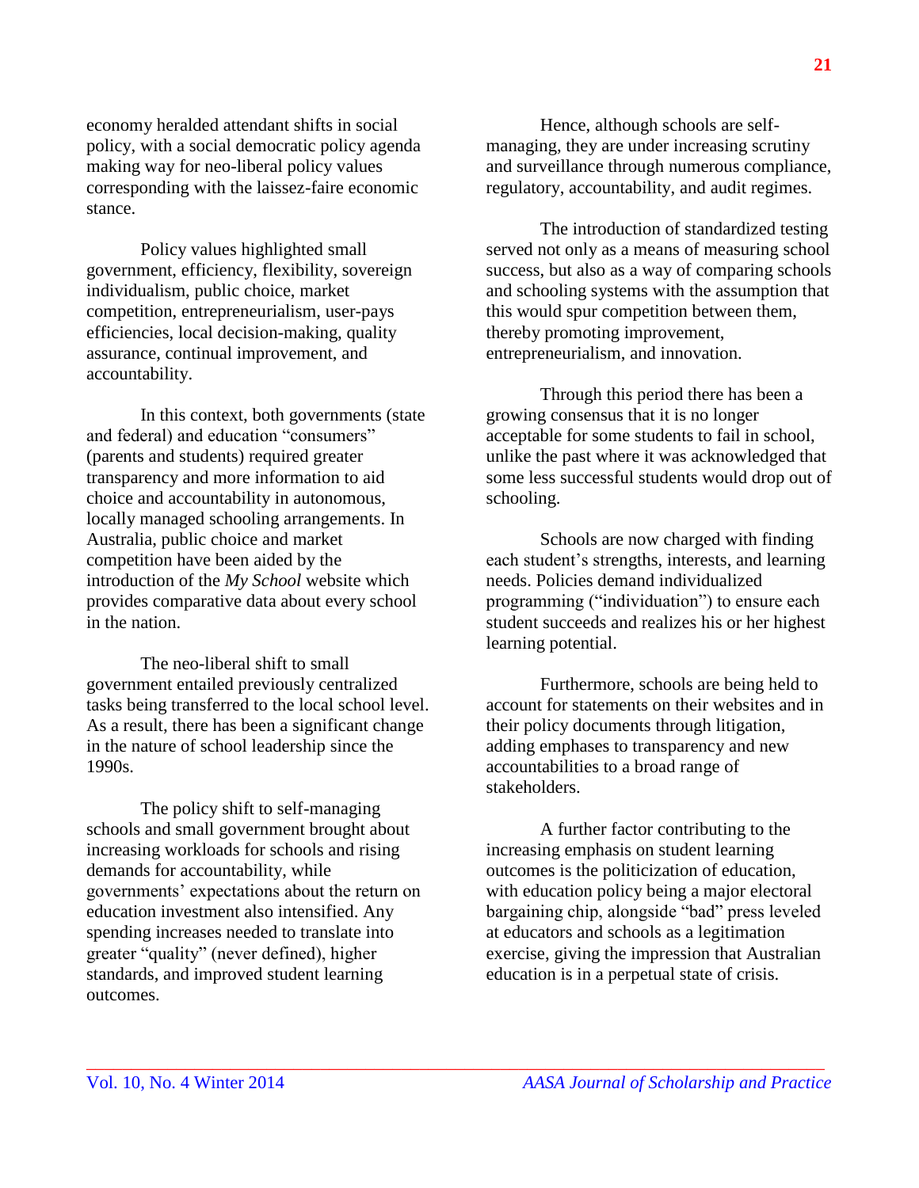economy heralded attendant shifts in social policy, with a social democratic policy agenda making way for neo-liberal policy values corresponding with the laissez-faire economic stance.

Policy values highlighted small government, efficiency, flexibility, sovereign individualism, public choice, market competition, entrepreneurialism, user-pays efficiencies, local decision-making, quality assurance, continual improvement, and accountability.

In this context, both governments (state and federal) and education "consumers" (parents and students) required greater transparency and more information to aid choice and accountability in autonomous, locally managed schooling arrangements. In Australia, public choice and market competition have been aided by the introduction of the *My School* website which provides comparative data about every school in the nation.

The neo-liberal shift to small government entailed previously centralized tasks being transferred to the local school level. As a result, there has been a significant change in the nature of school leadership since the 1990s.

The policy shift to self-managing schools and small government brought about increasing workloads for schools and rising demands for accountability, while governments' expectations about the return on education investment also intensified. Any spending increases needed to translate into greater "quality" (never defined), higher standards, and improved student learning outcomes.

Hence, although schools are self-managing, they are under increasing scrutiny and surveillance through numerous compliance, regulatory, accountability, and audit regimes.

The introduction of standardized testing served not only as a means of measuring school success, but also as a way of comparing schools and schooling systems with the assumption that this would spur competition between them, thereby promoting improvement, entrepreneurialism, and innovation.

Through this period there has been a growing consensus that it is no longer acceptable for some students to fail in school, unlike the past where it was acknowledged that some less successful students would drop out of schooling.

Schools are now charged with finding each student's strengths, interests, and learning needs. Policies demand individualized programming ("individuation") to ensure each student succeeds and realizes his or her highest learning potential.

Furthermore, schools are being held to account for statements on their websites and in their policy documents through litigation, adding emphases to transparency and new accountabilities to a broad range of stakeholders.

A further factor contributing to the increasing emphasis on student learning outcomes is the politicization of education, with education policy being a major electoral bargaining chip, alongside "bad" press leveled at educators and schools as a legitimation exercise, giving the impression that Australian education is in a perpetual state of crisis.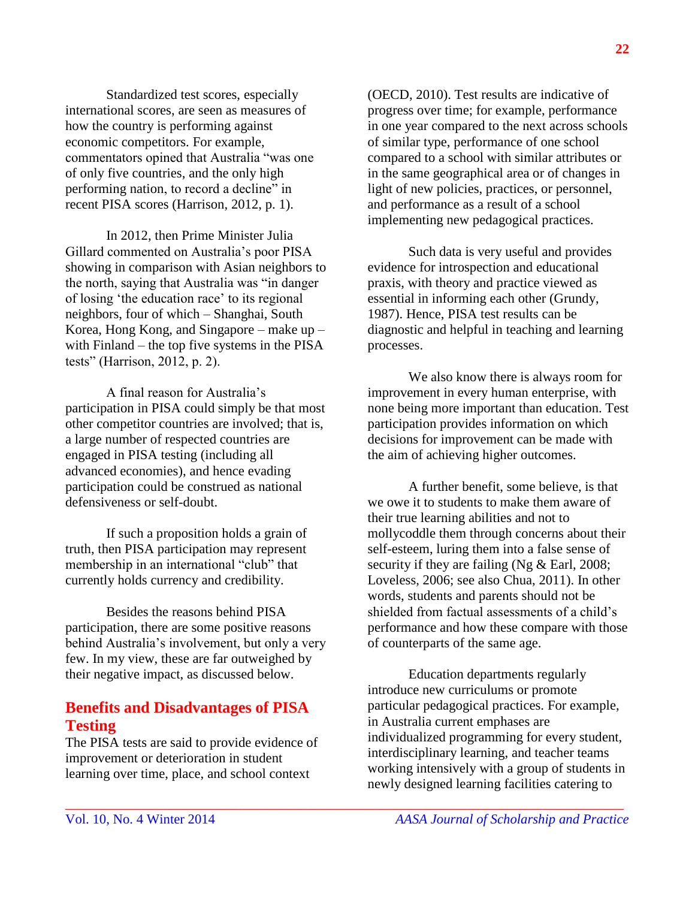Standardized test scores, especially international scores, are seen as measures of how the country is performing against economic competitors. For example, commentators opined that Australia "was one of only five countries, and the only high performing nation, to record a decline" in recent PISA scores (Harrison, 2012, p. 1).

In 2012, then Prime Minister Julia Gillard commented on Australia's poor PISA showing in comparison with Asian neighbors to the north, saying that Australia was "in danger of losing 'the education race' to its regional neighbors, four of which – Shanghai, South Korea, Hong Kong, and Singapore – make up – with Finland – the top five systems in the PISA tests" (Harrison, 2012, p. 2).

A final reason for Australia's participation in PISA could simply be that most other competitor countries are involved; that is, a large number of respected countries are engaged in PISA testing (including all advanced economies), and hence evading participation could be construed as national defensiveness or self-doubt.

If such a proposition holds a grain of truth, then PISA participation may represent membership in an international "club" that currently holds currency and credibility.

Besides the reasons behind PISA participation, there are some positive reasons behind Australia's involvement, but only a very few. In my view, these are far outweighed by their negative impact, as discussed below.

## Benefits and Disadvantages of PISA Testing

The PISA tests are said to provide evidence of improvement or deterioration in student learning over time, place, and school context (OECD, 2010). Test results are indicative of progress over time; for example, performance in one year compared to the next across schools of similar type, performance of one school compared to a school with similar attributes or in the same geographical area or of changes in light of new policies, practices, or personnel, and performance as a result of a school implementing new pedagogical practices.

Such data is very useful and provides evidence for introspection and educational praxis, with theory and practice viewed as essential in informing each other (Grundy, 1987). Hence, PISA test results can be diagnostic and helpful in teaching and learning processes.

We also know there is always room for improvement in every human enterprise, with none being more important than education. Test participation provides information on which decisions for improvement can be made with the aim of achieving higher outcomes.

A further benefit, some believe, is that we owe it to students to make them aware of their true learning abilities and not to mollycoddle them through concerns about their self-esteem, luring them into a false sense of security if they are failing (Ng & Earl, 2008; Loveless, 2006; see also Chua, 2011). In other words, students and parents should not be shielded from factual assessments of a child's performance and how these compare with those of counterparts of the same age.

Education departments regularly introduce new curriculums or promote particular pedagogical practices. For example, in Australia current emphases are individualized programming for every student, interdisciplinary learning, and teacher teams working intensively with a group of students in newly designed learning facilities catering to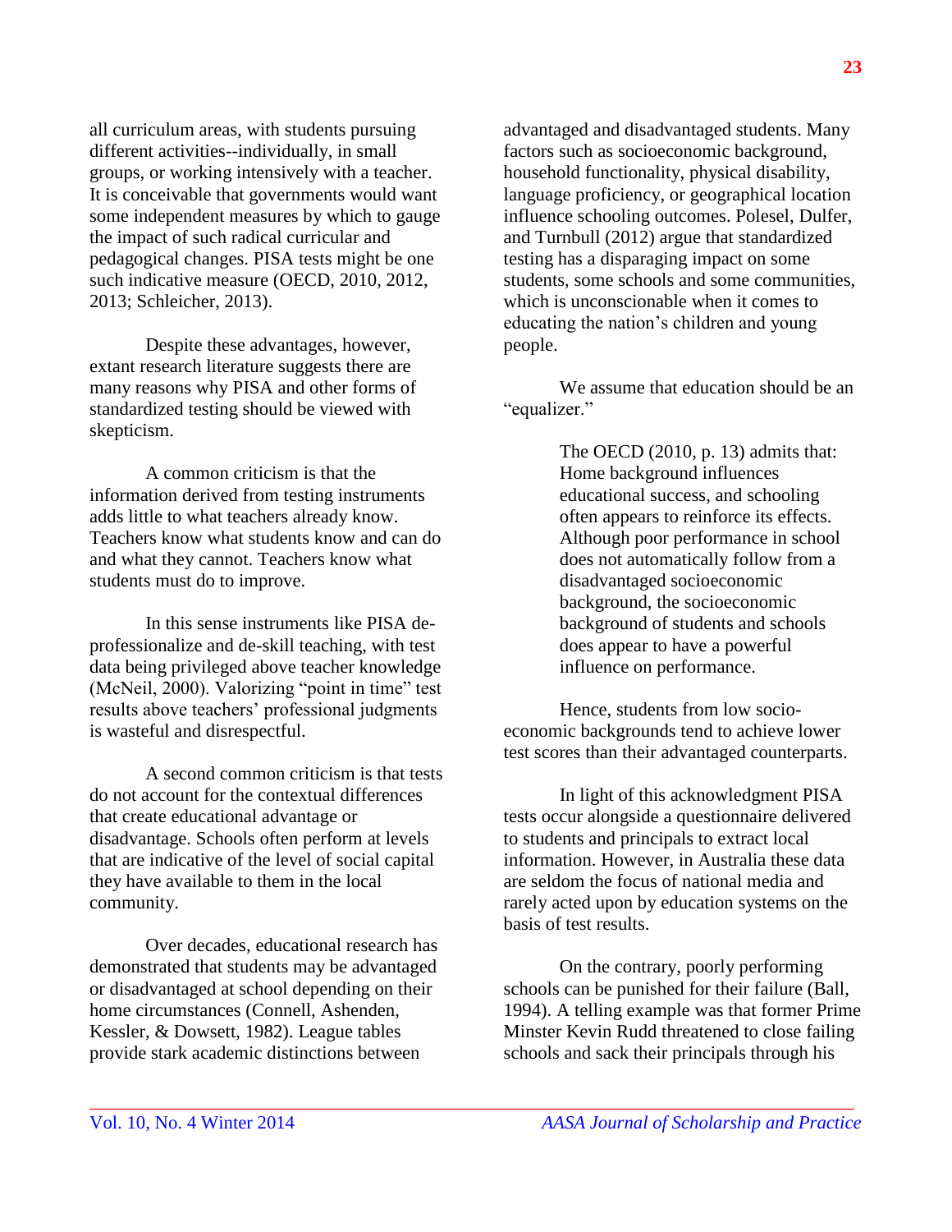all curriculum areas, with students pursuing different activities--individually, in small groups, or working intensively with a teacher. It is conceivable that governments would want some independent measures by which to gauge the impact of such radical curricular and pedagogical changes. PISA tests might be one such indicative measure (OECD, 2010, 2012, 2013; Schleicher, 2013).

Despite these advantages, however, extant research literature suggests there are many reasons why PISA and other forms of standardized testing should be viewed with skepticism.

A common criticism is that the information derived from testing instruments adds little to what teachers already know. Teachers know what students know and can do and what they cannot. Teachers know what students must do to improve.

In this sense instruments like PISA de-professionalize and de-skill teaching, with test data being privileged above teacher knowledge (McNeil, 2000). Valorizing "point in time" test results above teachers' professional judgments is wasteful and disrespectful.

A second common criticism is that tests do not account for the contextual differences that create educational advantage or disadvantage. Schools often perform at levels that are indicative of the level of social capital they have available to them in the local community.

Over decades, educational research has demonstrated that students may be advantaged or disadvantaged at school depending on their home circumstances (Connell, Ashenden, Kessler, & Dowsett, 1982). League tables provide stark academic distinctions between advantaged and disadvantaged students. Many factors such as socioeconomic background, household functionality, physical disability, language proficiency, or geographical location influence schooling outcomes. Polesel, Dulfer, and Turnbull (2012) argue that standardized testing has a disparaging impact on some students, some schools and some communities, which is unconscionable when it comes to educating the nation's children and young people.

We assume that education should be an "equalizer."

> The OECD (2010, p. 13) admits that: Home background influences educational success, and schooling often appears to reinforce its effects. Although poor performance in school does not automatically follow from a disadvantaged socioeconomic background, the socioeconomic background of students and schools does appear to have a powerful influence on performance.

Hence, students from low socio-economic backgrounds tend to achieve lower test scores than their advantaged counterparts.

In light of this acknowledgment PISA tests occur alongside a questionnaire delivered to students and principals to extract local information. However, in Australia these data are seldom the focus of national media and rarely acted upon by education systems on the basis of test results.

On the contrary, poorly performing schools can be punished for their failure (Ball, 1994). A telling example was that former Prime Minster Kevin Rudd threatened to close failing schools and sack their principals through his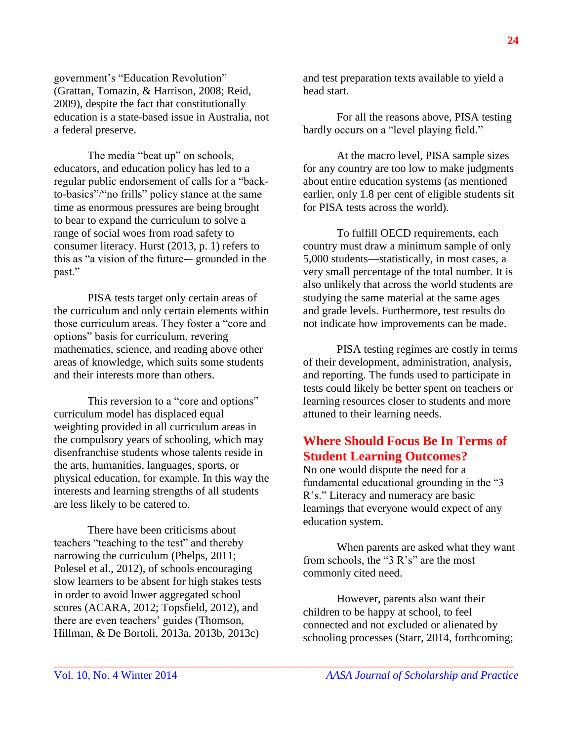government's "Education Revolution" (Grattan, Tomazin, & Harrison, 2008; Reid, 2009), despite the fact that constitutionally education is a state-based issue in Australia, not a federal preserve.

The media "beat up" on schools, educators, and education policy has led to a regular public endorsement of calls for a "back-to-basics"/"no frills" policy stance at the same time as enormous pressures are being brought to bear to expand the curriculum to solve a range of social woes from road safety to consumer literacy. Hurst (2013, p. 1) refers to this as "a vision of the future-– grounded in the past."

PISA tests target only certain areas of the curriculum and only certain elements within those curriculum areas. They foster a "core and options" basis for curriculum, revering mathematics, science, and reading above other areas of knowledge, which suits some students and their interests more than others.

This reversion to a "core and options" curriculum model has displaced equal weighting provided in all curriculum areas in the compulsory years of schooling, which may disenfranchise students whose talents reside in the arts, humanities, languages, sports, or physical education, for example. In this way the interests and learning strengths of all students are less likely to be catered to.

There have been criticisms about teachers "teaching to the test" and thereby narrowing the curriculum (Phelps, 2011; Polesel et al., 2012), of schools encouraging slow learners to be absent for high stakes tests in order to avoid lower aggregated school scores (ACARA, 2012; Topsfield, 2012), and there are even teachers' guides (Thomson, Hillman, & De Bortoli, 2013a, 2013b, 2013c) and test preparation texts available to yield a head start.

For all the reasons above, PISA testing hardly occurs on a "level playing field."

At the macro level, PISA sample sizes for any country are too low to make judgments about entire education systems (as mentioned earlier, only 1.8 per cent of eligible students sit for PISA tests across the world).

To fulfill OECD requirements, each country must draw a minimum sample of only 5,000 students—statistically, in most cases, a very small percentage of the total number. It is also unlikely that across the world students are studying the same material at the same ages and grade levels. Furthermore, test results do not indicate how improvements can be made.

PISA testing regimes are costly in terms of their development, administration, analysis, and reporting. The funds used to participate in tests could likely be better spent on teachers or learning resources closer to students and more attuned to their learning needs.

## Where Should Focus Be In Terms of Student Learning Outcomes?

No one would dispute the need for a fundamental educational grounding in the "3 R's." Literacy and numeracy are basic learnings that everyone would expect of any education system.

When parents are asked what they want from schools, the "3 R's" are the most commonly cited need.

However, parents also want their children to be happy at school, to feel connected and not excluded or alienated by schooling processes (Starr, 2014, forthcoming;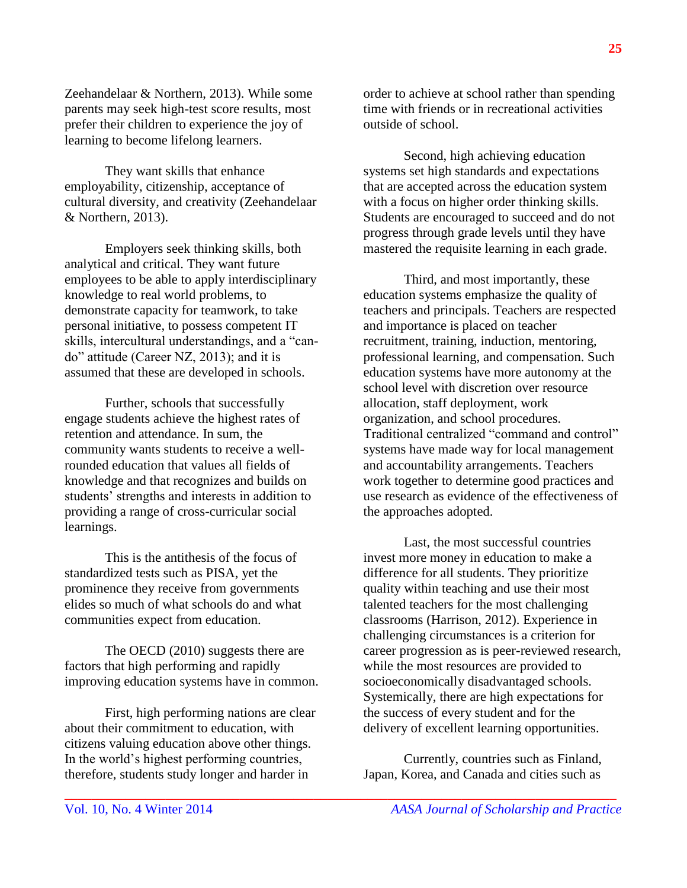Zeehandelaar & Northern, 2013). While some parents may seek high-test score results, most prefer their children to experience the joy of learning to become lifelong learners.

They want skills that enhance employability, citizenship, acceptance of cultural diversity, and creativity (Zeehandelaar & Northern, 2013).

Employers seek thinking skills, both analytical and critical. They want future employees to be able to apply interdisciplinary knowledge to real world problems, to demonstrate capacity for teamwork, to take personal initiative, to possess competent IT skills, intercultural understandings, and a "can-do" attitude (Career NZ, 2013); and it is assumed that these are developed in schools.

Further, schools that successfully engage students achieve the highest rates of retention and attendance. In sum, the community wants students to receive a well-rounded education that values all fields of knowledge and that recognizes and builds on students' strengths and interests in addition to providing a range of cross-curricular social learnings.

This is the antithesis of the focus of standardized tests such as PISA, yet the prominence they receive from governments elides so much of what schools do and what communities expect from education.

The OECD (2010) suggests there are factors that high performing and rapidly improving education systems have in common.

First, high performing nations are clear about their commitment to education, with citizens valuing education above other things. In the world's highest performing countries, therefore, students study longer and harder in order to achieve at school rather than spending time with friends or in recreational activities outside of school.

Second, high achieving education systems set high standards and expectations that are accepted across the education system with a focus on higher order thinking skills. Students are encouraged to succeed and do not progress through grade levels until they have mastered the requisite learning in each grade.

Third, and most importantly, these education systems emphasize the quality of teachers and principals. Teachers are respected and importance is placed on teacher recruitment, training, induction, mentoring, professional learning, and compensation. Such education systems have more autonomy at the school level with discretion over resource allocation, staff deployment, work organization, and school procedures. Traditional centralized "command and control" systems have made way for local management and accountability arrangements. Teachers work together to determine good practices and use research as evidence of the effectiveness of the approaches adopted.

Last, the most successful countries invest more money in education to make a difference for all students. They prioritize quality within teaching and use their most talented teachers for the most challenging classrooms (Harrison, 2012). Experience in challenging circumstances is a criterion for career progression as is peer-reviewed research, while the most resources are provided to socioeconomically disadvantaged schools. Systemically, there are high expectations for the success of every student and for the delivery of excellent learning opportunities.

Currently, countries such as Finland, Japan, Korea, and Canada and cities such as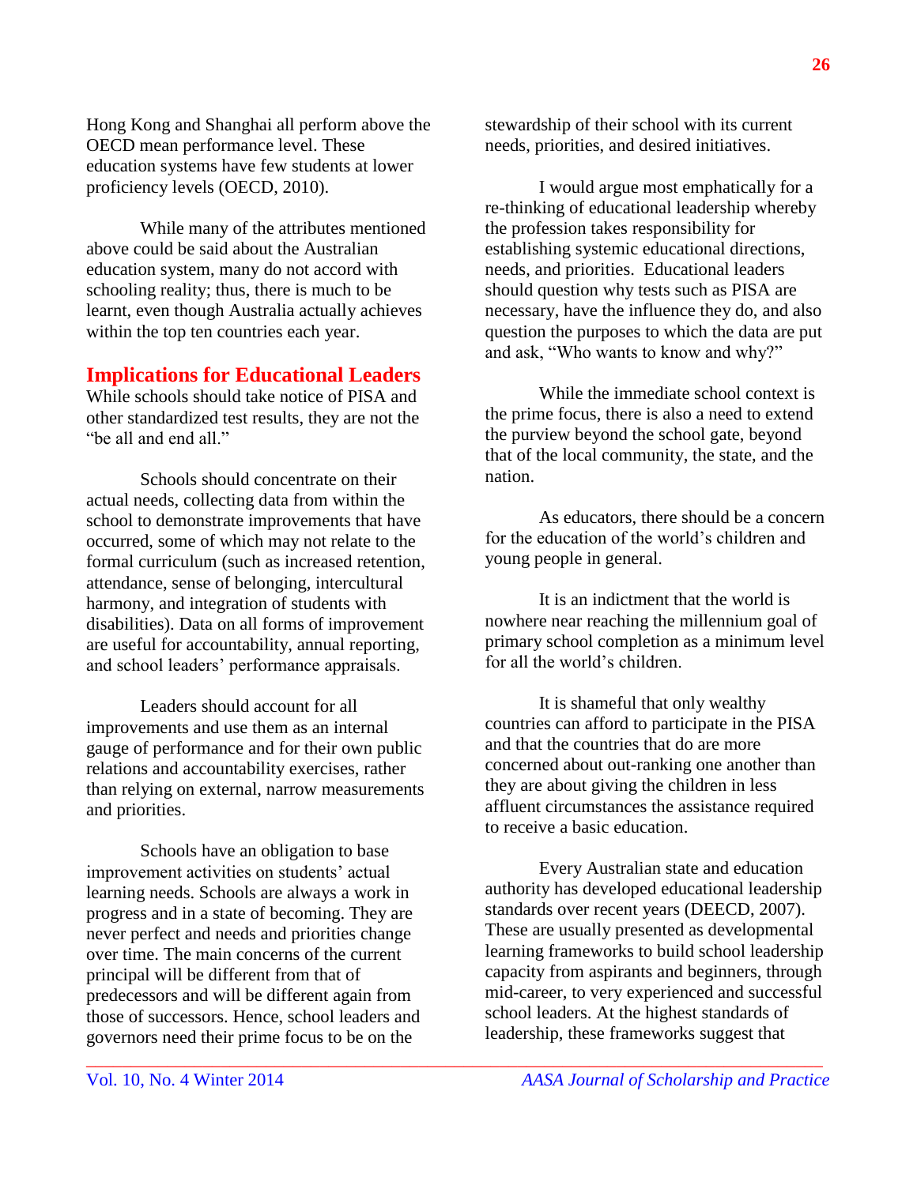Hong Kong and Shanghai all perform above the OECD mean performance level. These education systems have few students at lower proficiency levels (OECD, 2010).

While many of the attributes mentioned above could be said about the Australian education system, many do not accord with schooling reality; thus, there is much to be learnt, even though Australia actually achieves within the top ten countries each year.

## Implications for Educational Leaders

While schools should take notice of PISA and other standardized test results, they are not the "be all and end all."

Schools should concentrate on their actual needs, collecting data from within the school to demonstrate improvements that have occurred, some of which may not relate to the formal curriculum (such as increased retention, attendance, sense of belonging, intercultural harmony, and integration of students with disabilities). Data on all forms of improvement are useful for accountability, annual reporting, and school leaders' performance appraisals.

Leaders should account for all improvements and use them as an internal gauge of performance and for their own public relations and accountability exercises, rather than relying on external, narrow measurements and priorities.

Schools have an obligation to base improvement activities on students' actual learning needs. Schools are always a work in progress and in a state of becoming. They are never perfect and needs and priorities change over time. The main concerns of the current principal will be different from that of predecessors and will be different again from those of successors. Hence, school leaders and governors need their prime focus to be on the stewardship of their school with its current needs, priorities, and desired initiatives.

I would argue most emphatically for a re-thinking of educational leadership whereby the profession takes responsibility for establishing systemic educational directions, needs, and priorities. Educational leaders should question why tests such as PISA are necessary, have the influence they do, and also question the purposes to which the data are put and ask, "Who wants to know and why?"

While the immediate school context is the prime focus, there is also a need to extend the purview beyond the school gate, beyond that of the local community, the state, and the nation.

As educators, there should be a concern for the education of the world's children and young people in general.

It is an indictment that the world is nowhere near reaching the millennium goal of primary school completion as a minimum level for all the world's children.

It is shameful that only wealthy countries can afford to participate in the PISA and that the countries that do are more concerned about out-ranking one another than they are about giving the children in less affluent circumstances the assistance required to receive a basic education.

Every Australian state and education authority has developed educational leadership standards over recent years (DEECD, 2007). These are usually presented as developmental learning frameworks to build school leadership capacity from aspirants and beginners, through mid-career, to very experienced and successful school leaders. At the highest standards of leadership, these frameworks suggest that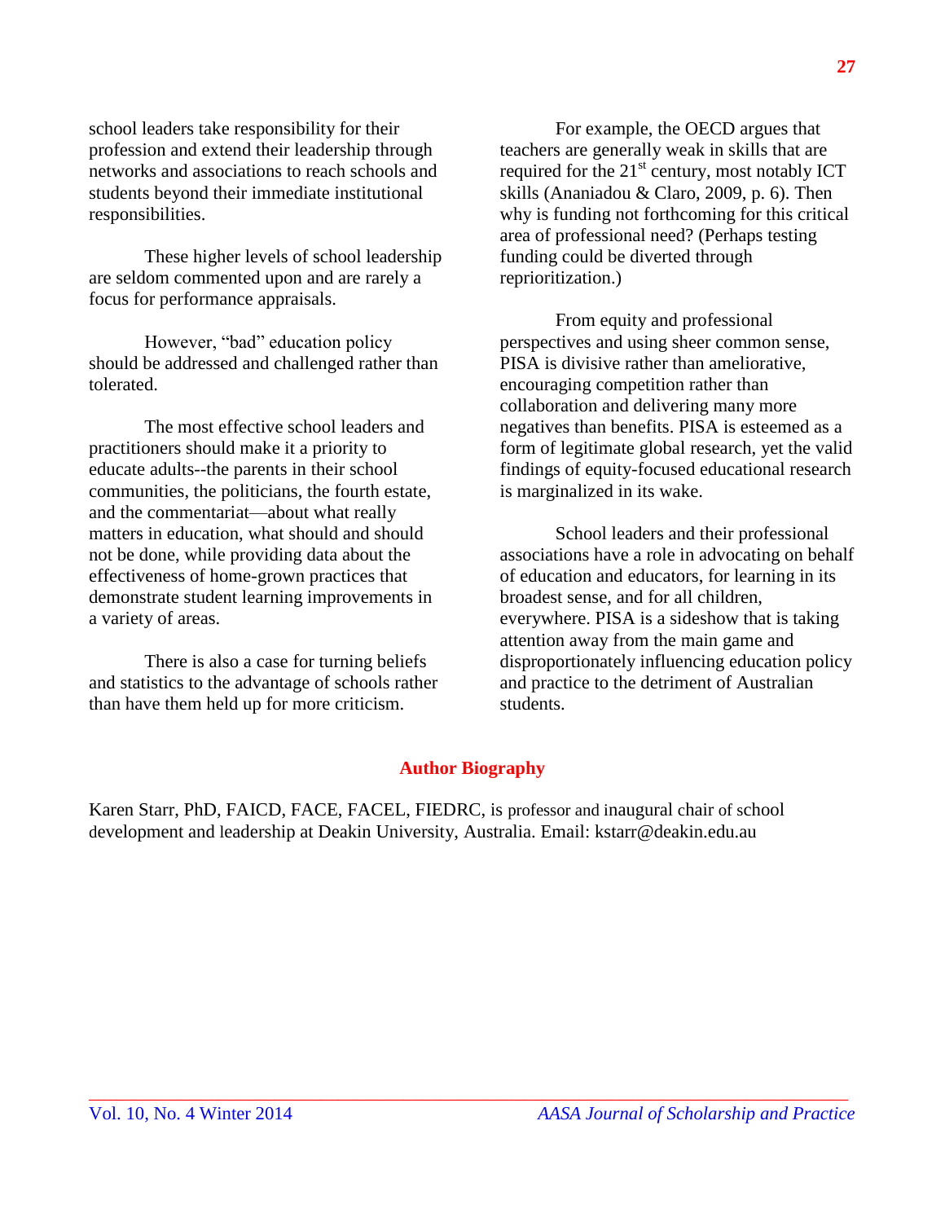school leaders take responsibility for their profession and extend their leadership through networks and associations to reach schools and students beyond their immediate institutional responsibilities.

These higher levels of school leadership are seldom commented upon and are rarely a focus for performance appraisals.

However, "bad" education policy should be addressed and challenged rather than tolerated.

The most effective school leaders and practitioners should make it a priority to educate adults--the parents in their school communities, the politicians, the fourth estate, and the commentariat—about what really matters in education, what should and should not be done, while providing data about the effectiveness of home-grown practices that demonstrate student learning improvements in a variety of areas.

There is also a case for turning beliefs and statistics to the advantage of schools rather than have them held up for more criticism.

For example, the OECD argues that teachers are generally weak in skills that are required for the 21st century, most notably ICT skills (Ananiadou & Claro, 2009, p. 6). Then why is funding not forthcoming for this critical area of professional need? (Perhaps testing funding could be diverted through reprioritization.)

From equity and professional perspectives and using sheer common sense, PISA is divisive rather than ameliorative, encouraging competition rather than collaboration and delivering many more negatives than benefits. PISA is esteemed as a form of legitimate global research, yet the valid findings of equity-focused educational research is marginalized in its wake.

School leaders and their professional associations have a role in advocating on behalf of education and educators, for learning in its broadest sense, and for all children, everywhere. PISA is a sideshow that is taking attention away from the main game and disproportionately influencing education policy and practice to the detriment of Australian students.

## Author Biography

Karen Starr, PhD, FAICD, FACE, FACEL, FIEDRC, is professor and inaugural chair of school development and leadership at Deakin University, Australia. Email: kstarr@deakin.edu.au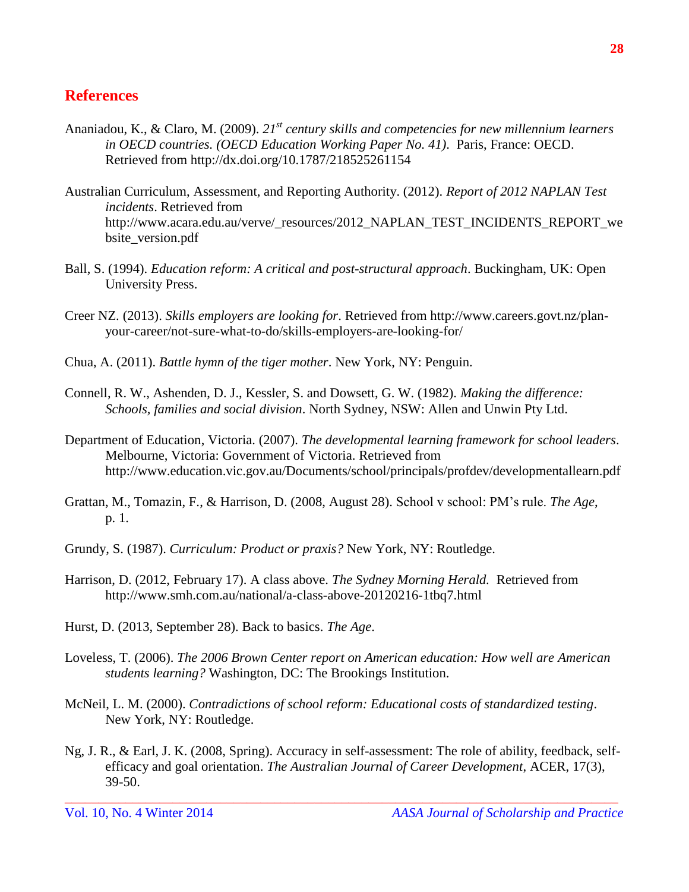## References

Ananiadou, K., & Claro, M. (2009). *21st century skills and competencies for new millennium learners in OECD countries. (OECD Education Working Paper No. 41)*. Paris, France: OECD. Retrieved from http://dx.doi.org/10.1787/218525261154

Australian Curriculum, Assessment, and Reporting Authority. (2012). *Report of 2012 NAPLAN Test incidents*. Retrieved from http://www.acara.edu.au/verve/_resources/2012_NAPLAN_TEST_INCIDENTS_REPORT_website_version.pdf

Ball, S. (1994). *Education reform: A critical and post-structural approach*. Buckingham, UK: Open University Press.

Creer NZ. (2013). *Skills employers are looking for*. Retrieved from http://www.careers.govt.nz/plan-your-career/not-sure-what-to-do/skills-employers-are-looking-for/

Chua, A. (2011). *Battle hymn of the tiger mother*. New York, NY: Penguin.

Connell, R. W., Ashenden, D. J., Kessler, S. and Dowsett, G. W. (1982). *Making the difference: Schools, families and social division*. North Sydney, NSW: Allen and Unwin Pty Ltd.

Department of Education, Victoria. (2007). *The developmental learning framework for school leaders*. Melbourne, Victoria: Government of Victoria. Retrieved from http://www.education.vic.gov.au/Documents/school/principals/profdev/developmentallearn.pdf

Grattan, M., Tomazin, F., & Harrison, D. (2008, August 28). School v school: PM's rule. *The Age*, p. 1.

Grundy, S. (1987). *Curriculum: Product or praxis?* New York, NY: Routledge.

Harrison, D. (2012, February 17). A class above. *The Sydney Morning Herald.* Retrieved from http://www.smh.com.au/national/a-class-above-20120216-1tbq7.html

Hurst, D. (2013, September 28). Back to basics. *The Age*.

Loveless, T. (2006). *The 2006 Brown Center report on American education: How well are American students learning?* Washington, DC: The Brookings Institution.

McNeil, L. M. (2000). *Contradictions of school reform: Educational costs of standardized testing*. New York, NY: Routledge.

Ng, J. R., & Earl, J. K. (2008, Spring). Accuracy in self-assessment: The role of ability, feedback, self-efficacy and goal orientation. *The Australian Journal of Career Development*, ACER, 17(3), 39-50.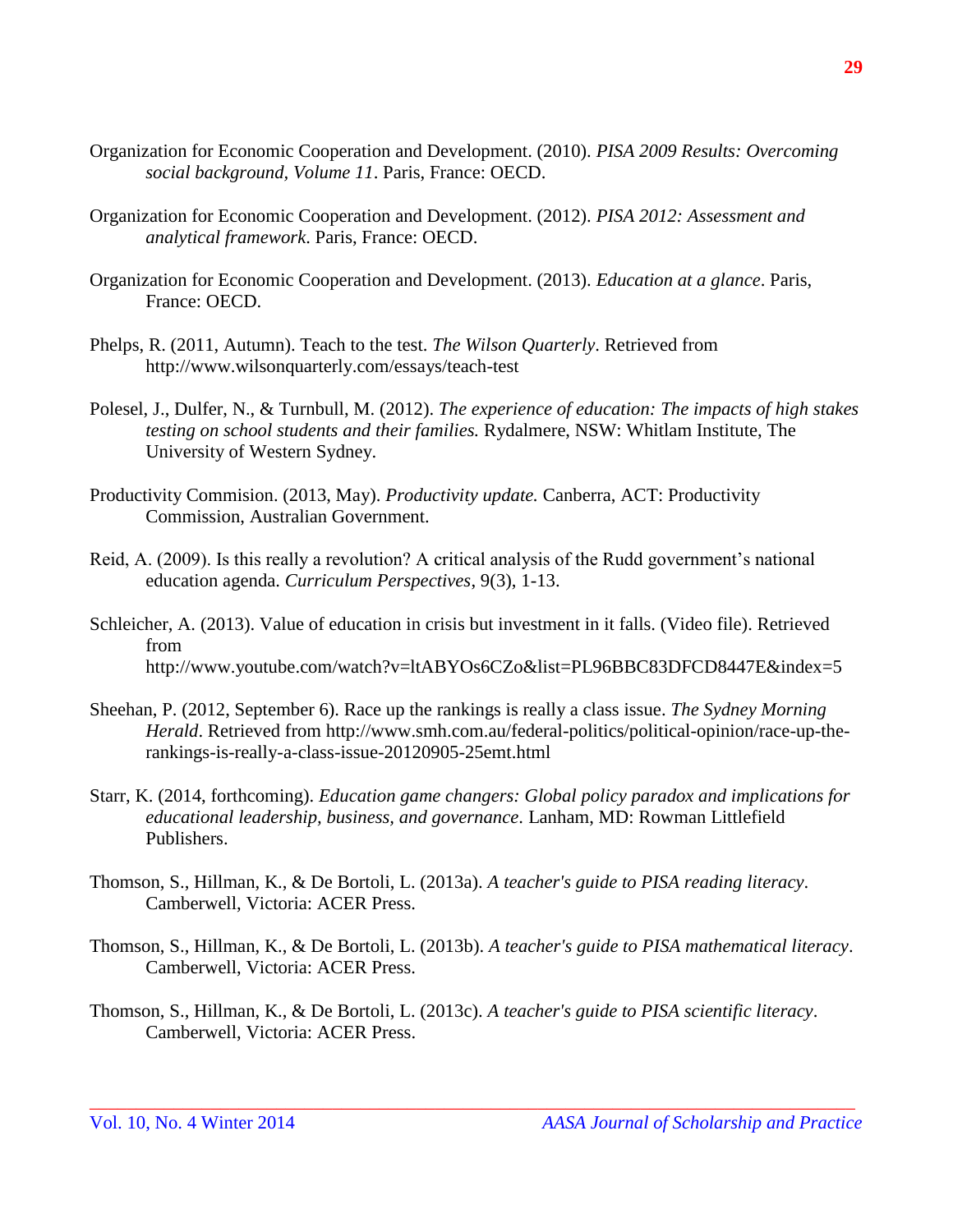Organization for Economic Cooperation and Development. (2010). *PISA 2009 Results: Overcoming social background, Volume 11*. Paris, France: OECD.

Organization for Economic Cooperation and Development. (2012). *PISA 2012: Assessment and analytical framework*. Paris, France: OECD.

Organization for Economic Cooperation and Development. (2013). *Education at a glance*. Paris, France: OECD.

Phelps, R. (2011, Autumn). Teach to the test. *The Wilson Quarterly*. Retrieved from http://www.wilsonquarterly.com/essays/teach-test

Polesel, J., Dulfer, N., & Turnbull, M. (2012). *The experience of education: The impacts of high stakes testing on school students and their families.* Rydalmere, NSW: Whitlam Institute, The University of Western Sydney.

Productivity Commision. (2013, May). *Productivity update.* Canberra, ACT: Productivity Commission, Australian Government.

Reid, A. (2009). Is this really a revolution? A critical analysis of the Rudd government's national education agenda. *Curriculum Perspectives*, 9(3), 1-13.

Schleicher, A. (2013). Value of education in crisis but investment in it falls. (Video file). Retrieved from http://www.youtube.com/watch?v=ltABYOs6CZo&list=PL96BBC83DFCD8447E&index=5

Sheehan, P. (2012, September 6). Race up the rankings is really a class issue. *The Sydney Morning Herald*. Retrieved from http://www.smh.com.au/federal-politics/political-opinion/race-up-the-rankings-is-really-a-class-issue-20120905-25emt.html

Starr, K. (2014, forthcoming). *Education game changers: Global policy paradox and implications for educational leadership, business, and governance*. Lanham, MD: Rowman Littlefield Publishers.

Thomson, S., Hillman, K., & De Bortoli, L. (2013a). *A teacher's guide to PISA reading literacy*. Camberwell, Victoria: ACER Press.

Thomson, S., Hillman, K., & De Bortoli, L. (2013b). *A teacher's guide to PISA mathematical literacy*. Camberwell, Victoria: ACER Press.

Thomson, S., Hillman, K., & De Bortoli, L. (2013c). *A teacher's guide to PISA scientific literacy*. Camberwell, Victoria: ACER Press.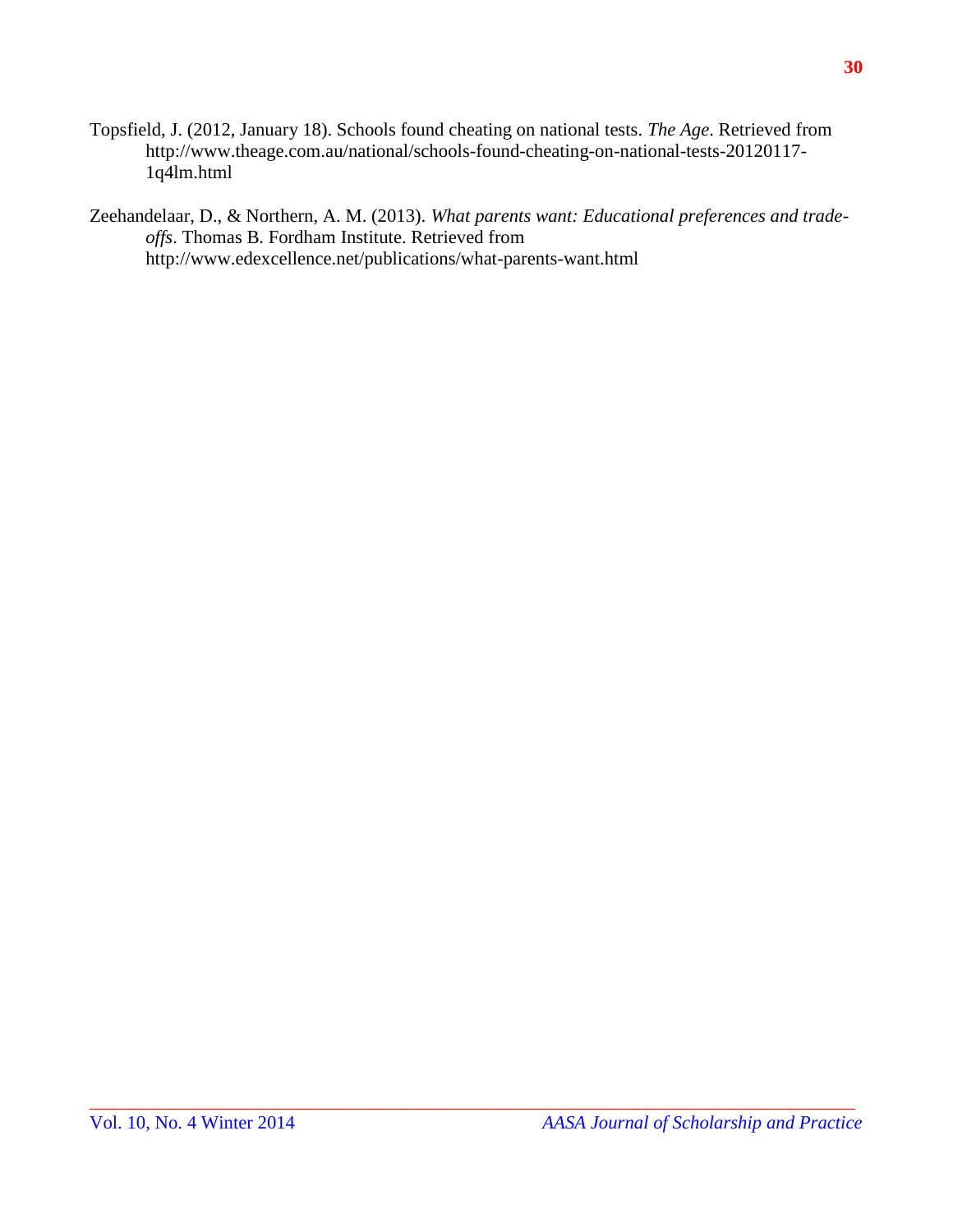Topsfield, J. (2012, January 18). Schools found cheating on national tests. *The Age*. Retrieved from http://www.theage.com.au/national/schools-found-cheating-on-national-tests-20120117-1q4lm.html

Zeehandelaar, D., & Northern, A. M. (2013). *What parents want: Educational preferences and trade-offs*. Thomas B. Fordham Institute. Retrieved from http://www.edexcellence.net/publications/what-parents-want.html